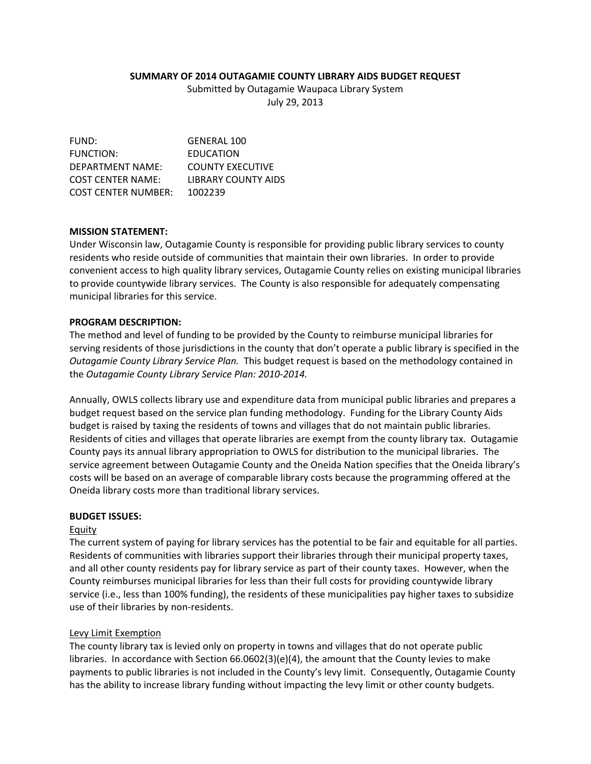# SUMMARY OF 2014 OUTAGAMIE COUNTY LIBRARY AIDS BUDGET REQUEST

Submitted by Outagamie Waupaca Library System
July 29, 2013

FUND: GENERAL 100
FUNCTION: EDUCATION
DEPARTMENT NAME: COUNTY EXECUTIVE
COST CENTER NAME: LIBRARY COUNTY AIDS
COST CENTER NUMBER: 1002239

**MISSION STATEMENT:**

Under Wisconsin law, Outagamie County is responsible for providing public library services to county residents who reside outside of communities that maintain their own libraries. In order to provide convenient access to high quality library services, Outagamie County relies on existing municipal libraries to provide countywide library services. The County is also responsible for adequately compensating municipal libraries for this service.

**PROGRAM DESCRIPTION:**

The method and level of funding to be provided by the County to reimburse municipal libraries for serving residents of those jurisdictions in the county that don't operate a public library is specified in the *Outagamie County Library Service Plan.* This budget request is based on the methodology contained in the *Outagamie County Library Service Plan: 2010-2014.*

Annually, OWLS collects library use and expenditure data from municipal public libraries and prepares a budget request based on the service plan funding methodology. Funding for the Library County Aids budget is raised by taxing the residents of towns and villages that do not maintain public libraries. Residents of cities and villages that operate libraries are exempt from the county library tax. Outagamie County pays its annual library appropriation to OWLS for distribution to the municipal libraries. The service agreement between Outagamie County and the Oneida Nation specifies that the Oneida library's costs will be based on an average of comparable library costs because the programming offered at the Oneida library costs more than traditional library services.

**BUDGET ISSUES:**

Equity

The current system of paying for library services has the potential to be fair and equitable for all parties. Residents of communities with libraries support their libraries through their municipal property taxes, and all other county residents pay for library service as part of their county taxes. However, when the County reimburses municipal libraries for less than their full costs for providing countywide library service (i.e., less than 100% funding), the residents of these municipalities pay higher taxes to subsidize use of their libraries by non-residents.

Levy Limit Exemption

The county library tax is levied only on property in towns and villages that do not operate public libraries. In accordance with Section 66.0602(3)(e)(4), the amount that the County levies to make payments to public libraries is not included in the County's levy limit. Consequently, Outagamie County has the ability to increase library funding without impacting the levy limit or other county budgets.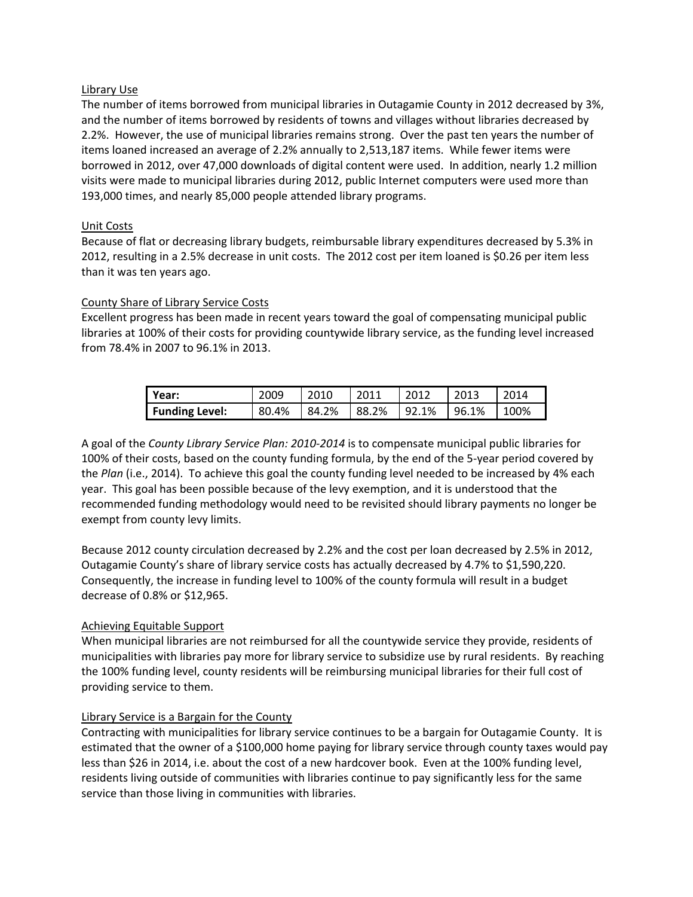Library Use

The number of items borrowed from municipal libraries in Outagamie County in 2012 decreased by 3%, and the number of items borrowed by residents of towns and villages without libraries decreased by 2.2%. However, the use of municipal libraries remains strong. Over the past ten years the number of items loaned increased an average of 2.2% annually to 2,513,187 items. While fewer items were borrowed in 2012, over 47,000 downloads of digital content were used. In addition, nearly 1.2 million visits were made to municipal libraries during 2012, public Internet computers were used more than 193,000 times, and nearly 85,000 people attended library programs.

Unit Costs

Because of flat or decreasing library budgets, reimbursable library expenditures decreased by 5.3% in 2012, resulting in a 2.5% decrease in unit costs. The 2012 cost per item loaned is $0.26 per item less than it was ten years ago.

County Share of Library Service Costs

Excellent progress has been made in recent years toward the goal of compensating municipal public libraries at 100% of their costs for providing countywide library service, as the funding level increased from 78.4% in 2007 to 96.1% in 2013.

| **Year:** | 2009 | 2010 | 2011 | 2012 | 2013 | 2014 |
|---|---|---|---|---|---|---|
| **Funding Level:** | 80.4% | 84.2% | 88.2% | 92.1% | 96.1% | 100% |

A goal of the *County Library Service Plan: 2010-2014* is to compensate municipal public libraries for 100% of their costs, based on the county funding formula, by the end of the 5-year period covered by the *Plan* (i.e., 2014). To achieve this goal the county funding level needed to be increased by 4% each year. This goal has been possible because of the levy exemption, and it is understood that the recommended funding methodology would need to be revisited should library payments no longer be exempt from county levy limits.

Because 2012 county circulation decreased by 2.2% and the cost per loan decreased by 2.5% in 2012, Outagamie County's share of library service costs has actually decreased by 4.7% to $1,590,220. Consequently, the increase in funding level to 100% of the county formula will result in a budget decrease of 0.8% or $12,965.

Achieving Equitable Support

When municipal libraries are not reimbursed for all the countywide service they provide, residents of municipalities with libraries pay more for library service to subsidize use by rural residents. By reaching the 100% funding level, county residents will be reimbursing municipal libraries for their full cost of providing service to them.

Library Service is a Bargain for the County

Contracting with municipalities for library service continues to be a bargain for Outagamie County. It is estimated that the owner of a $100,000 home paying for library service through county taxes would pay less than $26 in 2014, i.e. about the cost of a new hardcover book. Even at the 100% funding level, residents living outside of communities with libraries continue to pay significantly less for the same service than those living in communities with libraries.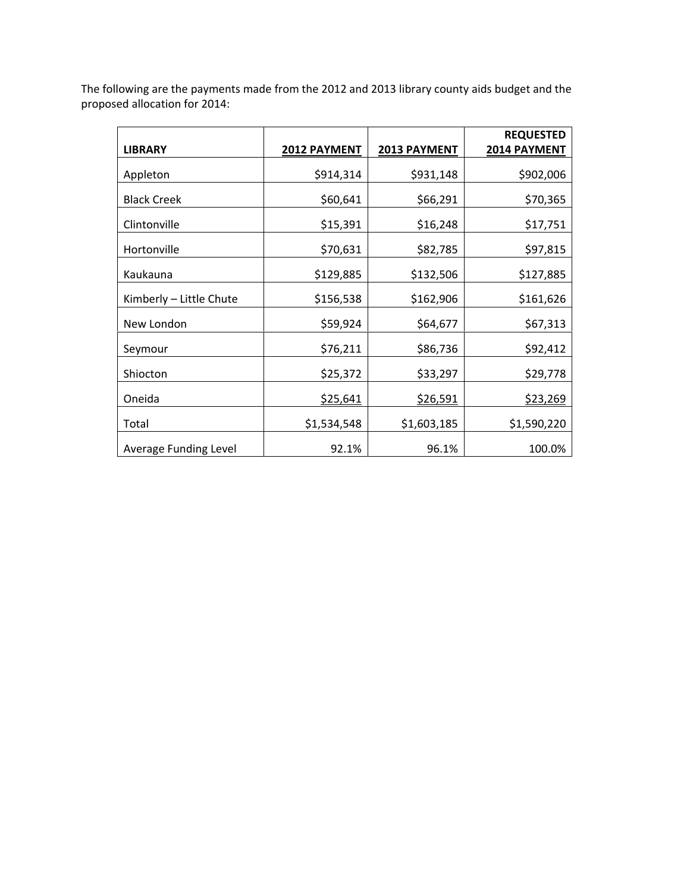The following are the payments made from the 2012 and 2013 library county aids budget and the proposed allocation for 2014:

| LIBRARY | 2012 PAYMENT | 2013 PAYMENT | REQUESTED 2014 PAYMENT |
|---|---:|---:|---:|
| Appleton | $914,314 | $931,148 | $902,006 |
| Black Creek | $60,641 | $66,291 | $70,365 |
| Clintonville | $15,391 | $16,248 | $17,751 |
| Hortonville | $70,631 | $82,785 | $97,815 |
| Kaukauna | $129,885 | $132,506 | $127,885 |
| Kimberly – Little Chute | $156,538 | $162,906 | $161,626 |
| New London | $59,924 | $64,677 | $67,313 |
| Seymour | $76,211 | $86,736 | $92,412 |
| Shiocton | $25,372 | $33,297 | $29,778 |
| Oneida | $25,641 | $26,591 | $23,269 |
| Total | $1,534,548 | $1,603,185 | $1,590,220 |
| Average Funding Level | 92.1% | 96.1% | 100.0% |